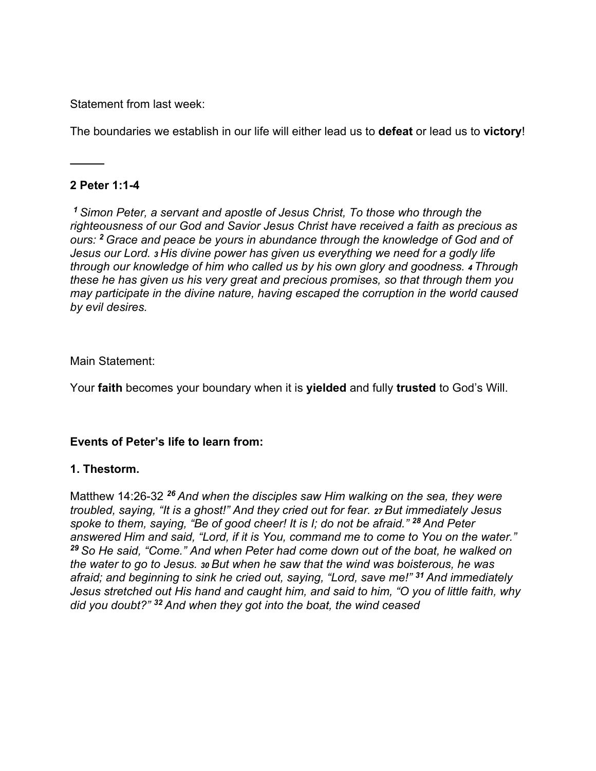Statement from last week:

The boundaries we establish in our life will either lead us to **defeat** or lead us to **victory**!

---

**2 Peter 1:1-4**

*[1] Simon Peter, a servant and apostle of Jesus Christ, To those who through the righteousness of our God and Savior Jesus Christ have received a faith as precious as ours: [2] Grace and peace be yours in abundance through the knowledge of God and of Jesus our Lord. [3] His divine power has given us everything we need for a godly life through our knowledge of him who called us by his own glory and goodness. [4] Through these he has given us his very great and precious promises, so that through them you may participate in the divine nature, having escaped the corruption in the world caused by evil desires.*

Main Statement:

Your **faith** becomes your boundary when it is **yielded** and fully **trusted** to God's Will.

**Events of Peter's life to learn from:**

**1. Thestorm.**

Matthew 14:26-32 *[26] And when the disciples saw Him walking on the sea, they were troubled, saying, "It is a ghost!" And they cried out for fear. [27] But immediately Jesus spoke to them, saying, "Be of good cheer! It is I; do not be afraid." [28] And Peter answered Him and said, "Lord, if it is You, command me to come to You on the water." [29] So He said, "Come." And when Peter had come down out of the boat, he walked on the water to go to Jesus. [30] But when he saw that the wind was boisterous, he was afraid; and beginning to sink he cried out, saying, "Lord, save me!" [31] And immediately Jesus stretched out His hand and caught him, and said to him, "O you of little faith, why did you doubt?" [32] And when they got into the boat, the wind ceased*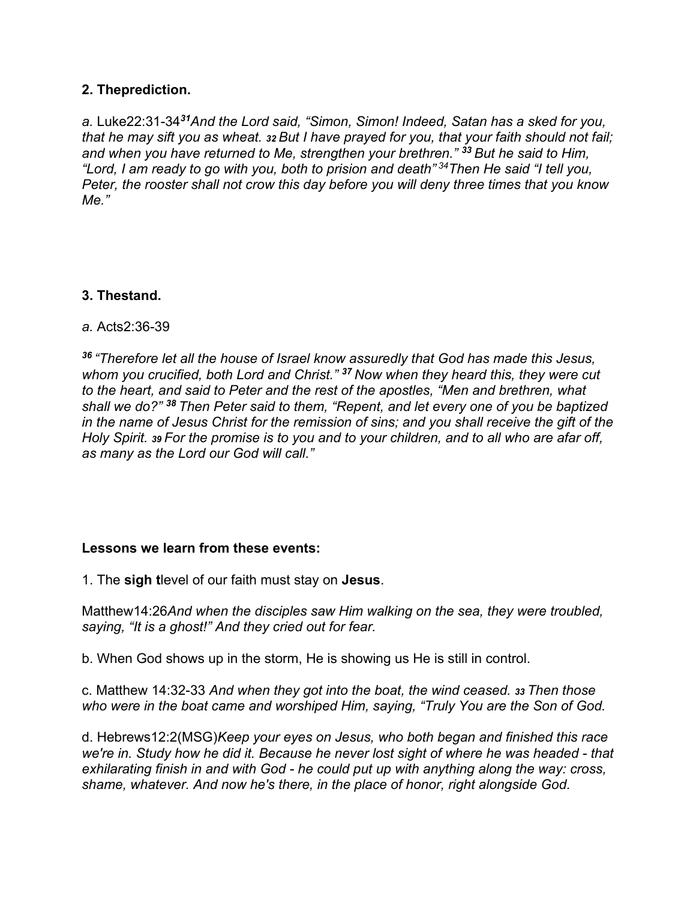**2. Theprediction.**

*a.* Luke22:31-34 ***31*** *And the Lord said, "Simon, Simon! Indeed, Satan has a sked for you, that he may sift you as wheat.* ***32*** *But I have prayed for you, that your faith should not fail; and when you have returned to Me, strengthen your brethren."* ***33*** *But he said to Him, "Lord, I am ready to go with you, both to prision and death"* *34* *Then He said "I tell you, Peter, the rooster shall not crow this day before you will deny three times that you know Me."*

**3. Thestand.**

*a.* Acts2:36-39

***36*** *"Therefore let all the house of Israel know assuredly that God has made this Jesus, whom you crucified, both Lord and Christ."* ***37*** *Now when they heard this, they were cut to the heart, and said to Peter and the rest of the apostles, "Men and brethren, what shall we do?"* ***38*** *Then Peter said to them, "Repent, and let every one of you be baptized in the name of Jesus Christ for the remission of sins; and you shall receive the gift of the Holy Spirit.* ***39*** *For the promise is to you and to your children, and to all who are afar off, as many as the Lord our God will call."*

**Lessons we learn from these events:**

1. The **sigh t**level of our faith must stay on **Jesus**.

Matthew14:26*And when the disciples saw Him walking on the sea, they were troubled, saying, "It is a ghost!" And they cried out for fear.*

b. When God shows up in the storm, He is showing us He is still in control.

c. Matthew 14:32-33 *And when they got into the boat, the wind ceased.* ***33*** *Then those who were in the boat came and worshiped Him, saying, "Truly You are the Son of God.*

d. Hebrews12:2(MSG)*Keep your eyes on Jesus, who both began and finished this race we're in. Study how he did it. Because he never lost sight of where he was headed - that exhilarating finish in and with God - he could put up with anything along the way: cross, shame, whatever. And now he's there, in the place of honor, right alongside God.*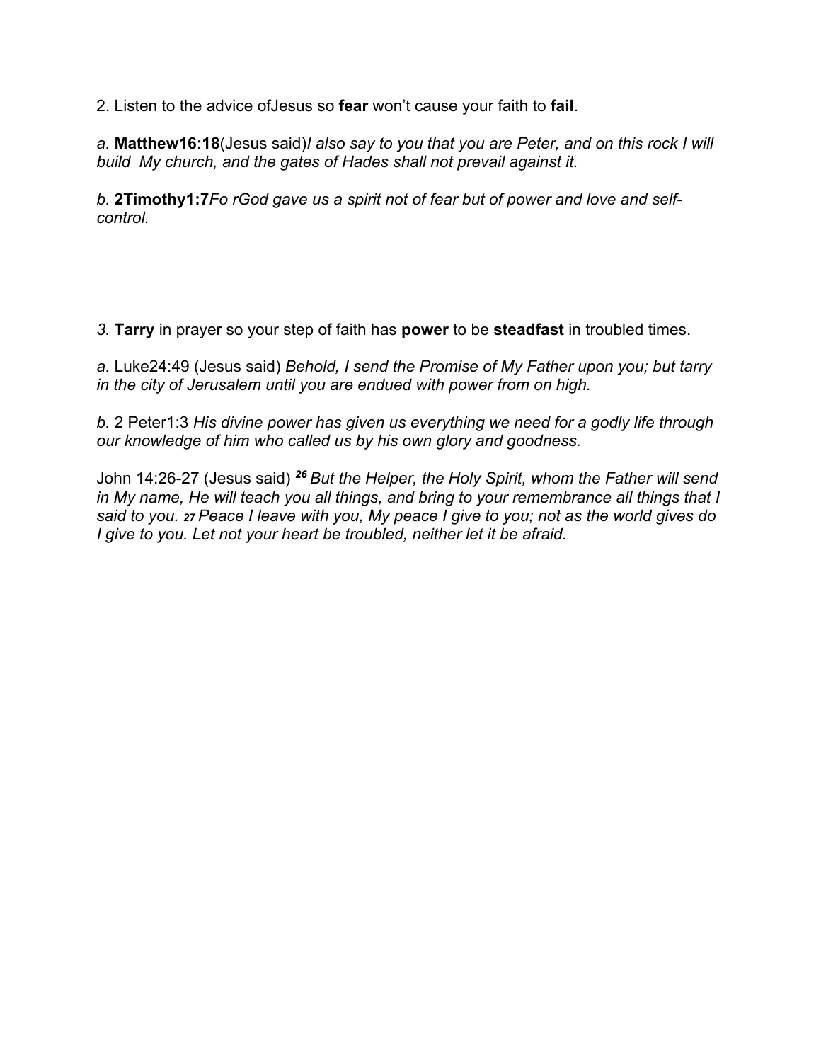2. Listen to the advice ofJesus so **fear** won't cause your faith to **fail**.

*a.* **Matthew16:18**(Jesus said)*I also say to you that you are Peter, and on this rock I will build My church, and the gates of Hades shall not prevail against it.*

*b.* **2Timothy1:7***Fo rGod gave us a spirit not of fear but of power and love and self-control.*

*3.* **Tarry** in prayer so your step of faith has **power** to be **steadfast** in troubled times.

*a.* Luke24:49 (Jesus said) *Behold, I send the Promise of My Father upon you; but tarry in the city of Jerusalem until you are endued with power from on high.*

*b.* 2 Peter1:3 *His divine power has given us everything we need for a godly life through our knowledge of him who called us by his own glory and goodness.*

John 14:26-27 (Jesus said) ***26*** *But the Helper, the Holy Spirit, whom the Father will send in My name, He will teach you all things, and bring to your remembrance all things that I said to you.* ***27*** *Peace I leave with you, My peace I give to you; not as the world gives do I give to you. Let not your heart be troubled, neither let it be afraid.*